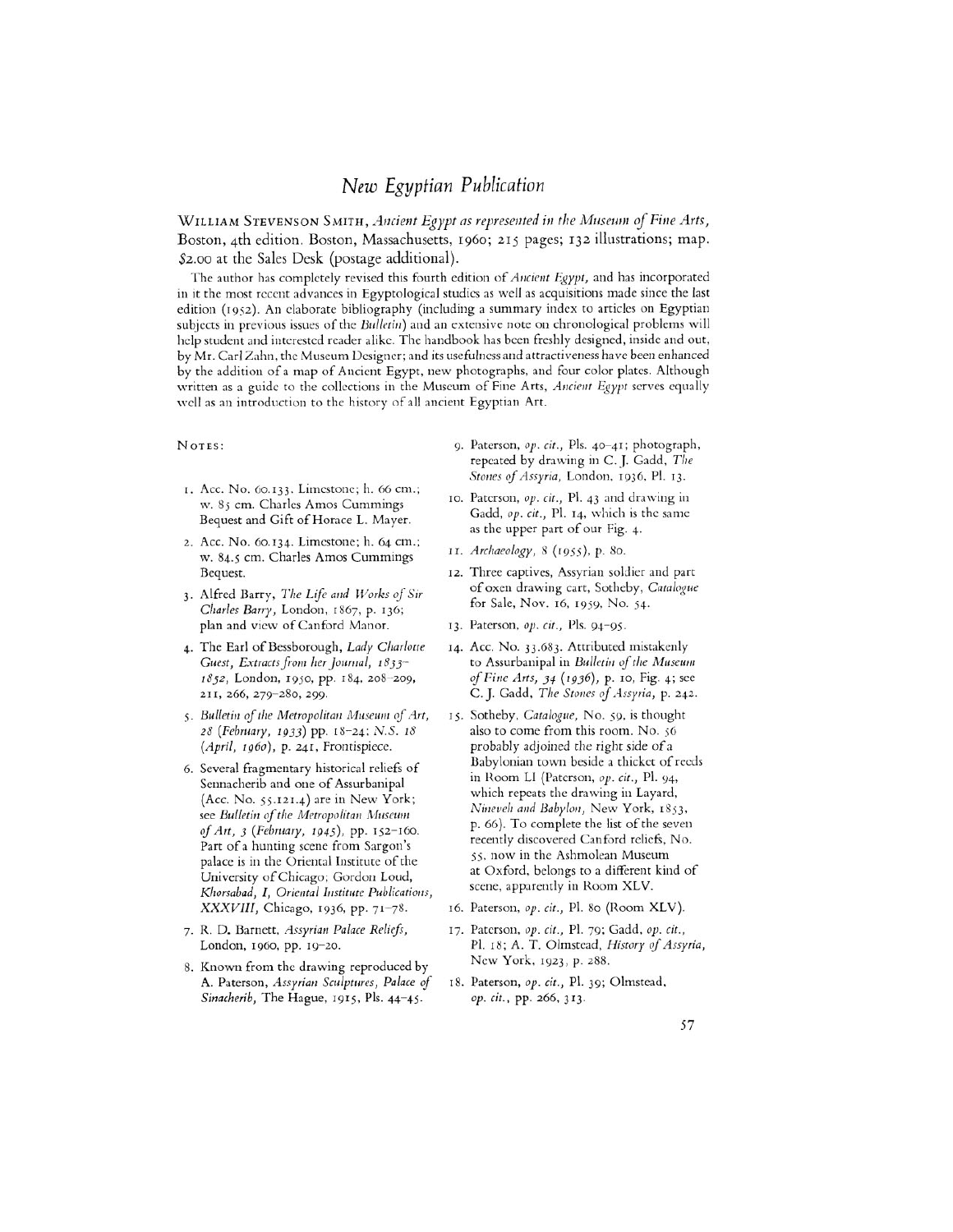# *New Egyptian Publication*

WILLIAM STEVENSON SMITH, *Ancient Egypt as represented in the Museum of Fine Arts*, Boston, 4th edition. Boston, Massachusetts, 1960; 215 pages; 132 illustrations; map. $2.00 at the Sales Desk (postage additional).

The author has completely revised this fourth edition of *Ancient Egypt*, and has incorporated in it the most recent advances in Egyptological studies as well as acquisitions made since the last edition (1952). An elaborate bibliography (including a summary index to articles on Egyptian subjects in previous issues of the *Bulletin*) and an extensive note on chronological problems will help student and interested reader alike. The handbook has been freshly designed, inside and out, by Mr. Carl Zahn, the Museum Designer; and its usefulness and attractiveness have been enhanced by the addition of a map of Ancient Egypt, new photographs, and four color plates. Although written as a guide to the collections in the Museum of Fine Arts, *Ancient Egypt* serves equally well as an introduction to the history of all ancient Egyptian Art.

NOTES:

1. Acc. No. 60.133. Limestone; h. 66 cm.; w. 85 cm. Charles Amos Cummings Bequest and Gift of Horace L. Mayer.
2. Acc. No. 60.134. Limestone; h. 64 cm.; w. 84.5 cm. Charles Amos Cummings Bequest.
3. Alfred Barry, *The Life and Works of Sir Charles Barry*, London, 1867, p. 136; plan and view of Canford Manor.
4. The Earl of Bessborough, *Lady Charlotte Guest, Extracts from her Journal, 1833–1852*, London, 1950, pp. 184, 208–209, 211, 266, 279–280, 299.
5. *Bulletin of the Metropolitan Museum of Art, 28 (February, 1933)* pp. 18–24; *N.S. 18 (April, 1960)*, p. 241, Frontispiece.
6. Several fragmentary historical reliefs of Sennacherib and one of Assurbanipal (Acc. No. 55.121.4) are in New York; see *Bulletin of the Metropolitan Museum of Art, 3 (February, 1945)*, pp. 152–160. Part of a hunting scene from Sargon's palace is in the Oriental Institute of the University of Chicago; Gordon Loud, *Khorsabad, I, Oriental Institute Publications, XXXVIII*, Chicago, 1936, pp. 71–78.
7. R. D. Barnett, *Assyrian Palace Reliefs*, London, 1960, pp. 19–20.
8. Known from the drawing reproduced by A. Paterson, *Assyrian Sculptures, Palace of Sinacherib*, The Hague, 1915, Pls. 44–45.
9. Paterson, *op. cit.*, Pls. 40–41; photograph, repeated by drawing in C. J. Gadd, *The Stones of Assyria*, London, 1936, Pl. 13.
10. Paterson, *op. cit.*, Pl. 43 and drawing in Gadd, *op. cit.*, Pl. 14, which is the same as the upper part of our Fig. 4.
11. *Archaeology*, 8 (1955), p. 80.
12. Three captives, Assyrian soldier and part of oxen drawing cart, Sotheby, *Catalogue* for Sale, Nov. 16, 1959, No. 54.
13. Paterson, *op. cit.*, Pls. 94–95.
14. Acc. No. 33.683. Attributed mistakenly to Assurbanipal in *Bulletin of the Museum of Fine Arts, 34 (1936)*, p. 10, Fig. 4; see C. J. Gadd, *The Stones of Assyria*, p. 242.
15. Sotheby, *Catalogue*, No. 59, is thought also to come from this room. No. 56 probably adjoined the right side of a Babylonian town beside a thicket of reeds in Room LI (Paterson, *op. cit.*, Pl. 94, which repeats the drawing in Layard, *Nineveh and Babylon*, New York, 1853, p. 66). To complete the list of the seven recently discovered Canford reliefs, No. 55, now in the Ashmolean Museum at Oxford, belongs to a different kind of scene, apparently in Room XLV.
16. Paterson, *op. cit.*, Pl. 80 (Room XLV).
17. Paterson, *op. cit.*, Pl. 79; Gadd, *op. cit.*, Pl. 18; A. T. Olmstead, *History of Assyria*, New York, 1923, p. 288.
18. Paterson, *op. cit.*, Pl. 39; Olmstead, *op. cit.*, pp. 266, 313.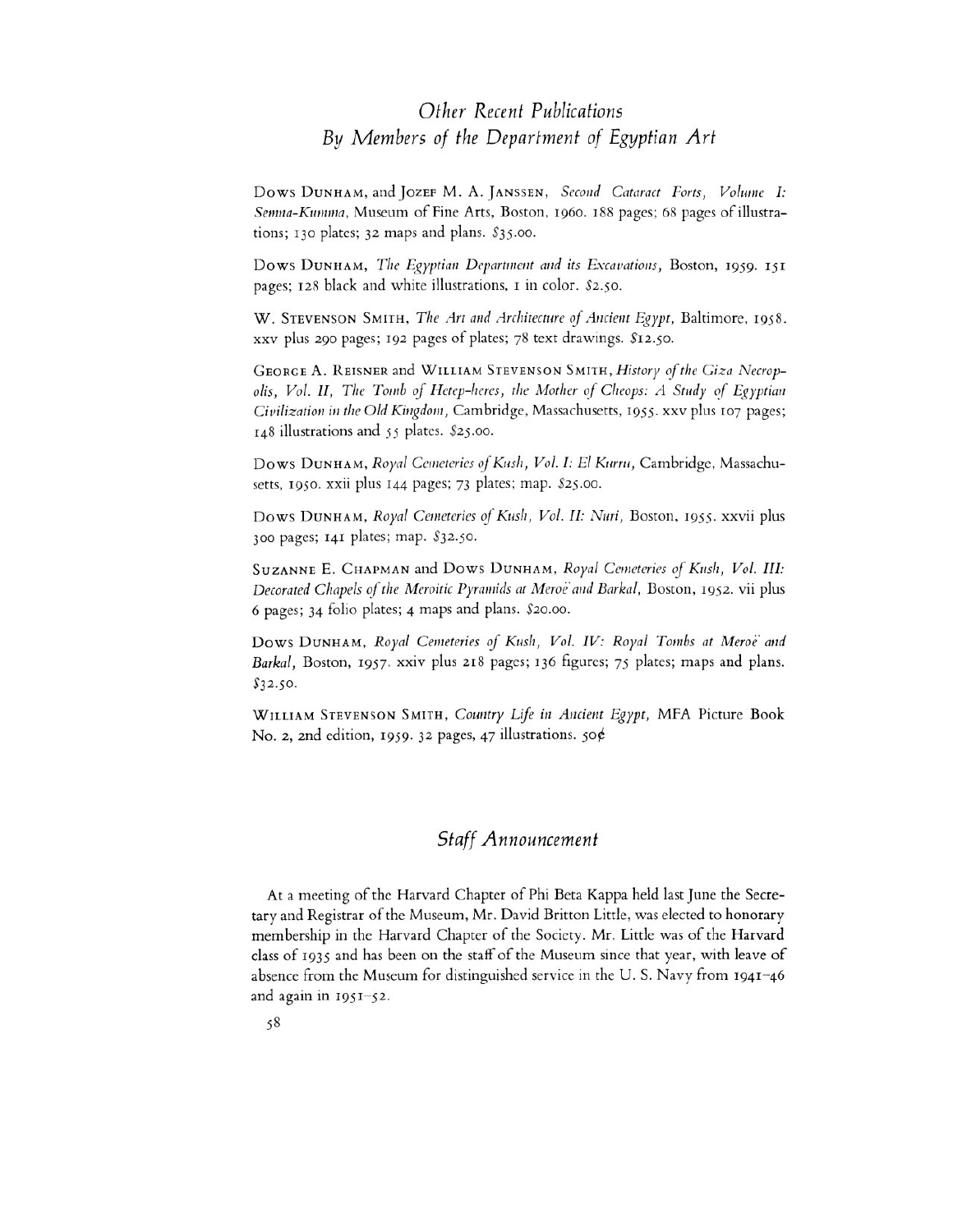## *Other Recent Publications*
## *By Members of the Department of Egyptian Art*

DOWS DUNHAM, and JOZEF M. A. JANSSEN, *Second Cataract Forts, Volume I: Semna-Kumma*, Museum of Fine Arts, Boston, 1960. 188 pages; 68 pages of illustrations; 130 plates; 32 maps and plans. $35.00.

DOWS DUNHAM, *The Egyptian Department and its Excavations*, Boston, 1959. 151 pages; 128 black and white illustrations, 1 in color. $2.50.

W. STEVENSON SMITH, *The Art and Architecture of Ancient Egypt*, Baltimore, 1958. xxv plus 290 pages; 192 pages of plates; 78 text drawings. $12.50.

GEORGE A. REISNER and WILLIAM STEVENSON SMITH, *History of the Giza Necropolis, Vol. II, The Tomb of Hetep-heres, the Mother of Cheops: A Study of Egyptian Civilization in the Old Kingdom*, Cambridge, Massachusetts, 1955. xxv plus 107 pages; 148 illustrations and 55 plates. $25.00.

DOWS DUNHAM, *Royal Cemeteries of Kush, Vol. I: El Kurru*, Cambridge, Massachusetts, 1950. xxii plus 144 pages; 73 plates; map. $25.00.

DOWS DUNHAM, *Royal Cemeteries of Kush, Vol. II: Nuri*, Boston, 1955. xxvii plus 300 pages; 141 plates; map. $32.50.

SUZANNE E. CHAPMAN and DOWS DUNHAM, *Royal Cemeteries of Kush, Vol. III: Decorated Chapels of the Meroitic Pyramids at Meroë and Barkal*, Boston, 1952. vii plus 6 pages; 34 folio plates; 4 maps and plans. $20.00.

DOWS DUNHAM, *Royal Cemeteries of Kush, Vol. IV: Royal Tombs at Meroë and Barkal*, Boston, 1957. xxiv plus 218 pages; 136 figures; 75 plates; maps and plans. $32.50.

WILLIAM STEVENSON SMITH, *Country Life in Ancient Egypt*, MFA Picture Book No. 2, 2nd edition, 1959. 32 pages, 47 illustrations. 50¢

## *Staff Announcement*

At a meeting of the Harvard Chapter of Phi Beta Kappa held last June the Secretary and Registrar of the Museum, Mr. David Britton Little, was elected to honorary membership in the Harvard Chapter of the Society. Mr. Little was of the Harvard class of 1935 and has been on the staff of the Museum since that year, with leave of absence from the Museum for distinguished service in the U. S. Navy from 1941–46 and again in 1951–52.